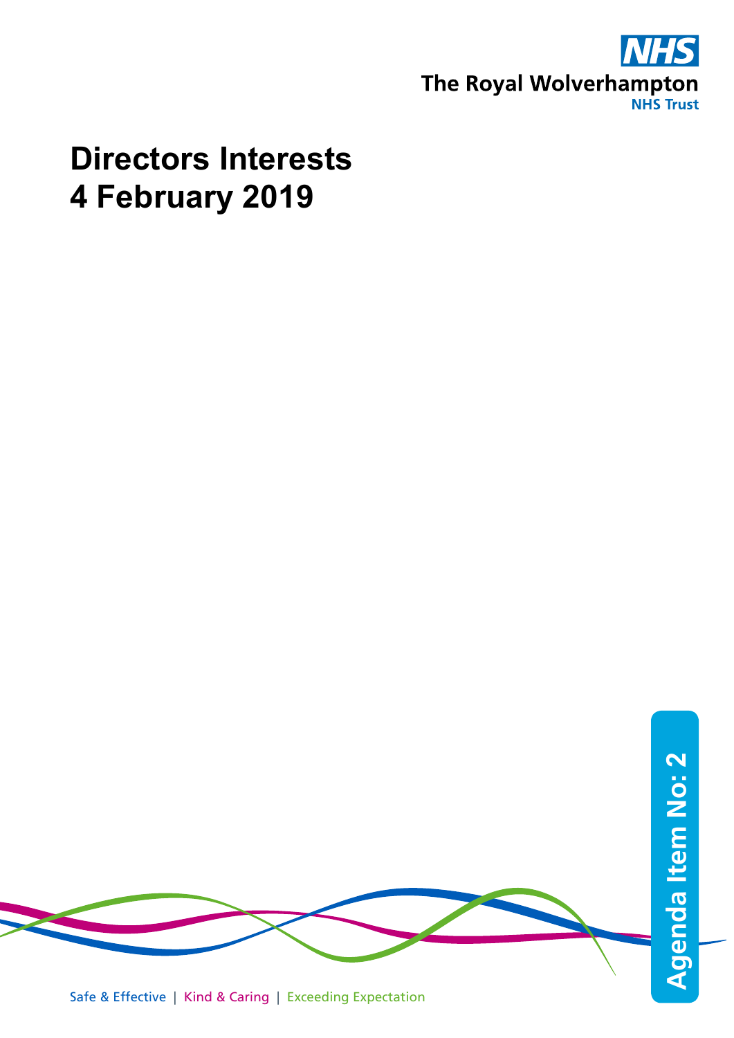NHS

The Royal Wolverhampton NHS Trust

# Directors Interests
# 4 February 2019

Agenda Item No: 2

Safe & Effective | Kind & Caring | Exceeding Expectation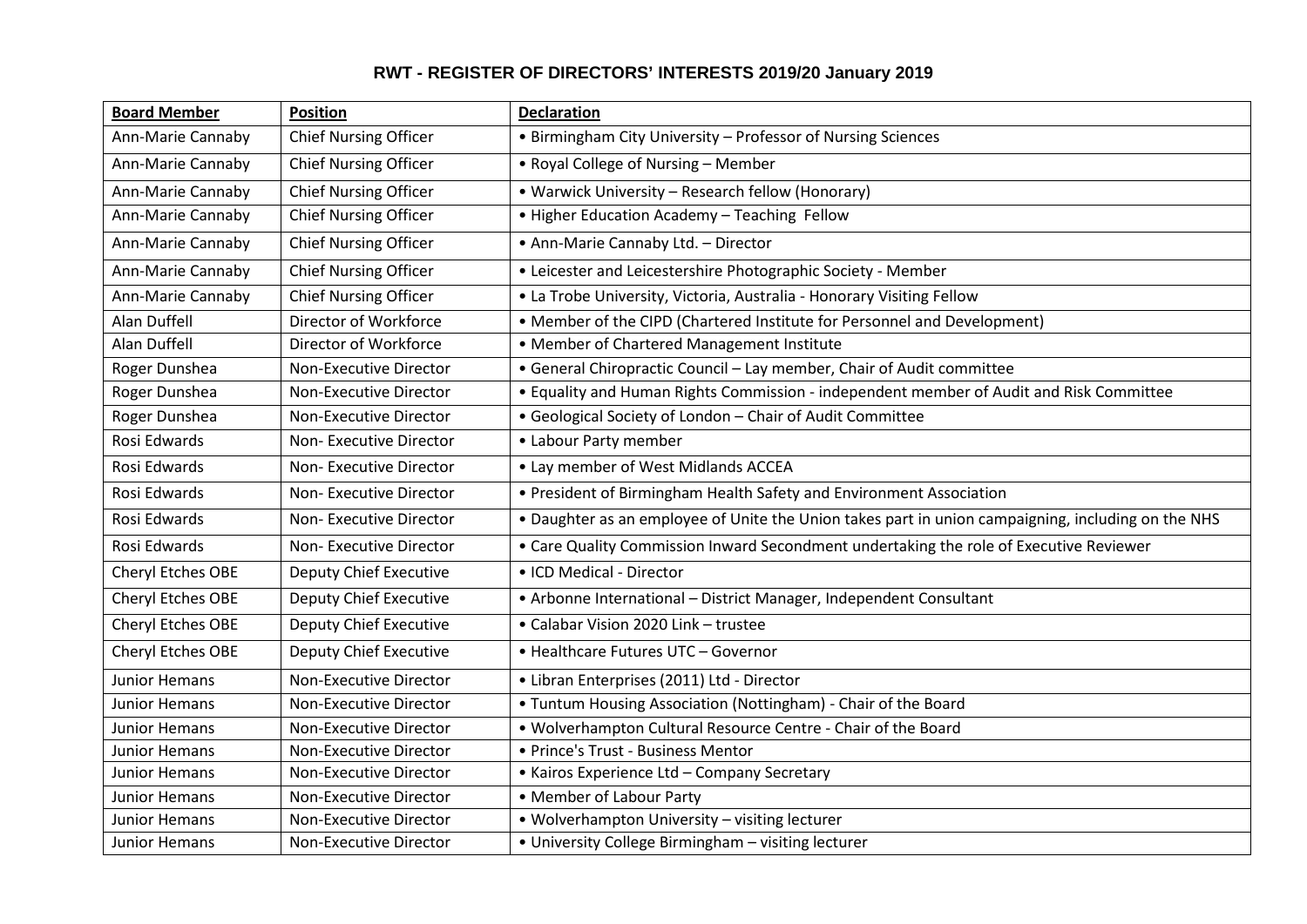# RWT - REGISTER OF DIRECTORS' INTERESTS 2019/20 January 2019

| **Board Member** | **Position** | **Declaration** |
|---|---|---|
| Ann-Marie Cannaby | Chief Nursing Officer | • Birmingham City University – Professor of Nursing Sciences |
| Ann-Marie Cannaby | Chief Nursing Officer | • Royal College of Nursing – Member |
| Ann-Marie Cannaby | Chief Nursing Officer | • Warwick University – Research fellow (Honorary) |
| Ann-Marie Cannaby | Chief Nursing Officer | • Higher Education Academy – Teaching Fellow |
| Ann-Marie Cannaby | Chief Nursing Officer | • Ann-Marie Cannaby Ltd. – Director |
| Ann-Marie Cannaby | Chief Nursing Officer | • Leicester and Leicestershire Photographic Society - Member |
| Ann-Marie Cannaby | Chief Nursing Officer | • La Trobe University, Victoria, Australia - Honorary Visiting Fellow |
| Alan Duffell | Director of Workforce | • Member of the CIPD (Chartered Institute for Personnel and Development) |
| Alan Duffell | Director of Workforce | • Member of Chartered Management Institute |
| Roger Dunshea | Non-Executive Director | • General Chiropractic Council – Lay member, Chair of Audit committee |
| Roger Dunshea | Non-Executive Director | • Equality and Human Rights Commission - independent member of Audit and Risk Committee |
| Roger Dunshea | Non-Executive Director | • Geological Society of London – Chair of Audit Committee |
| Rosi Edwards | Non- Executive Director | • Labour Party member |
| Rosi Edwards | Non- Executive Director | • Lay member of West Midlands ACCEA |
| Rosi Edwards | Non- Executive Director | • President of Birmingham Health Safety and Environment Association |
| Rosi Edwards | Non- Executive Director | • Daughter as an employee of Unite the Union takes part in union campaigning, including on the NHS |
| Rosi Edwards | Non- Executive Director | • Care Quality Commission Inward Secondment undertaking the role of Executive Reviewer |
| Cheryl Etches OBE | Deputy Chief Executive | • ICD Medical - Director |
| Cheryl Etches OBE | Deputy Chief Executive | • Arbonne International – District Manager, Independent Consultant |
| Cheryl Etches OBE | Deputy Chief Executive | • Calabar Vision 2020 Link – trustee |
| Cheryl Etches OBE | Deputy Chief Executive | • Healthcare Futures UTC – Governor |
| Junior Hemans | Non-Executive Director | • Libran Enterprises (2011) Ltd - Director |
| Junior Hemans | Non-Executive Director | • Tuntum Housing Association (Nottingham) - Chair of the Board |
| Junior Hemans | Non-Executive Director | • Wolverhampton Cultural Resource Centre - Chair of the Board |
| Junior Hemans | Non-Executive Director | • Prince's Trust - Business Mentor |
| Junior Hemans | Non-Executive Director | • Kairos Experience Ltd – Company Secretary |
| Junior Hemans | Non-Executive Director | • Member of Labour Party |
| Junior Hemans | Non-Executive Director | • Wolverhampton University – visiting lecturer |
| Junior Hemans | Non-Executive Director | • University College Birmingham – visiting lecturer |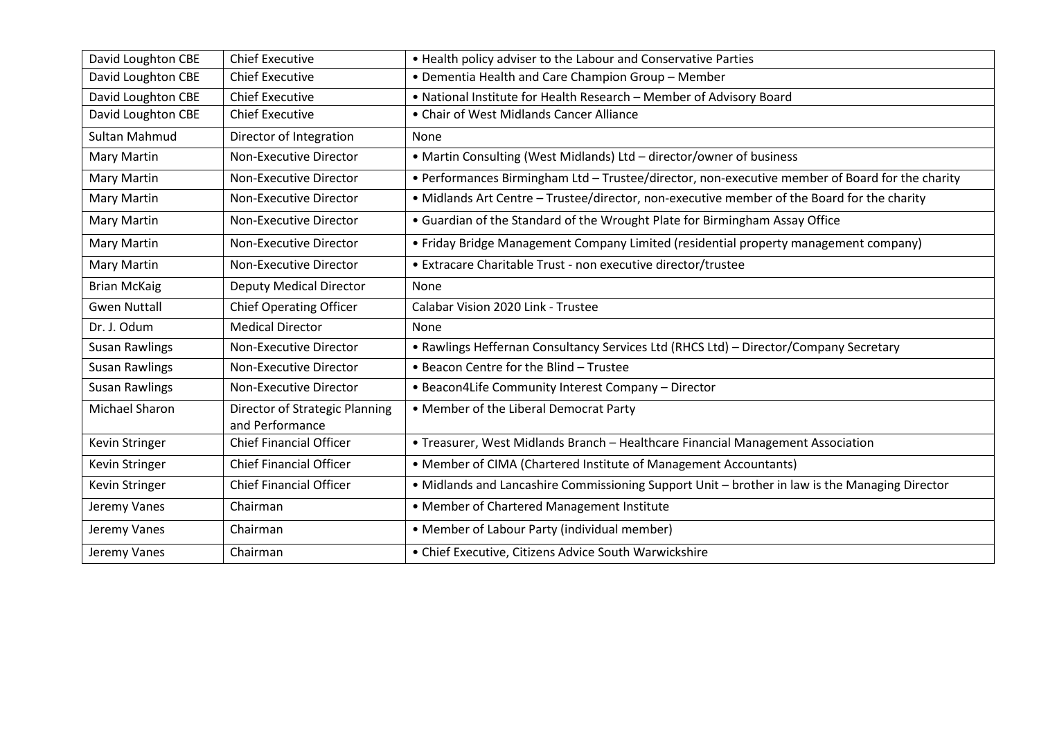| | | |
|---|---|---|
| David Loughton CBE | Chief Executive | • Health policy adviser to the Labour and Conservative Parties |
| David Loughton CBE | Chief Executive | • Dementia Health and Care Champion Group – Member |
| David Loughton CBE | Chief Executive | • National Institute for Health Research – Member of Advisory Board |
| David Loughton CBE | Chief Executive | • Chair of West Midlands Cancer Alliance |
| Sultan Mahmud | Director of Integration | None |
| Mary Martin | Non-Executive Director | • Martin Consulting (West Midlands) Ltd – director/owner of business |
| Mary Martin | Non-Executive Director | • Performances Birmingham Ltd – Trustee/director, non-executive member of Board for the charity |
| Mary Martin | Non-Executive Director | • Midlands Art Centre – Trustee/director, non-executive member of the Board for the charity |
| Mary Martin | Non-Executive Director | • Guardian of the Standard of the Wrought Plate for Birmingham Assay Office |
| Mary Martin | Non-Executive Director | • Friday Bridge Management Company Limited (residential property management company) |
| Mary Martin | Non-Executive Director | • Extracare Charitable Trust - non executive director/trustee |
| Brian McKaig | Deputy Medical Director | None |
| Gwen Nuttall | Chief Operating Officer | Calabar Vision 2020 Link - Trustee |
| Dr. J. Odum | Medical Director | None |
| Susan Rawlings | Non-Executive Director | • Rawlings Heffernan Consultancy Services Ltd (RHCS Ltd) – Director/Company Secretary |
| Susan Rawlings | Non-Executive Director | • Beacon Centre for the Blind – Trustee |
| Susan Rawlings | Non-Executive Director | • Beacon4Life Community Interest Company – Director |
| Michael Sharon | Director of Strategic Planning and Performance | • Member of the Liberal Democrat Party |
| Kevin Stringer | Chief Financial Officer | • Treasurer, West Midlands Branch – Healthcare Financial Management Association |
| Kevin Stringer | Chief Financial Officer | • Member of CIMA (Chartered Institute of Management Accountants) |
| Kevin Stringer | Chief Financial Officer | • Midlands and Lancashire Commissioning Support Unit – brother in law is the Managing Director |
| Jeremy Vanes | Chairman | • Member of Chartered Management Institute |
| Jeremy Vanes | Chairman | • Member of Labour Party (individual member) |
| Jeremy Vanes | Chairman | • Chief Executive, Citizens Advice South Warwickshire |